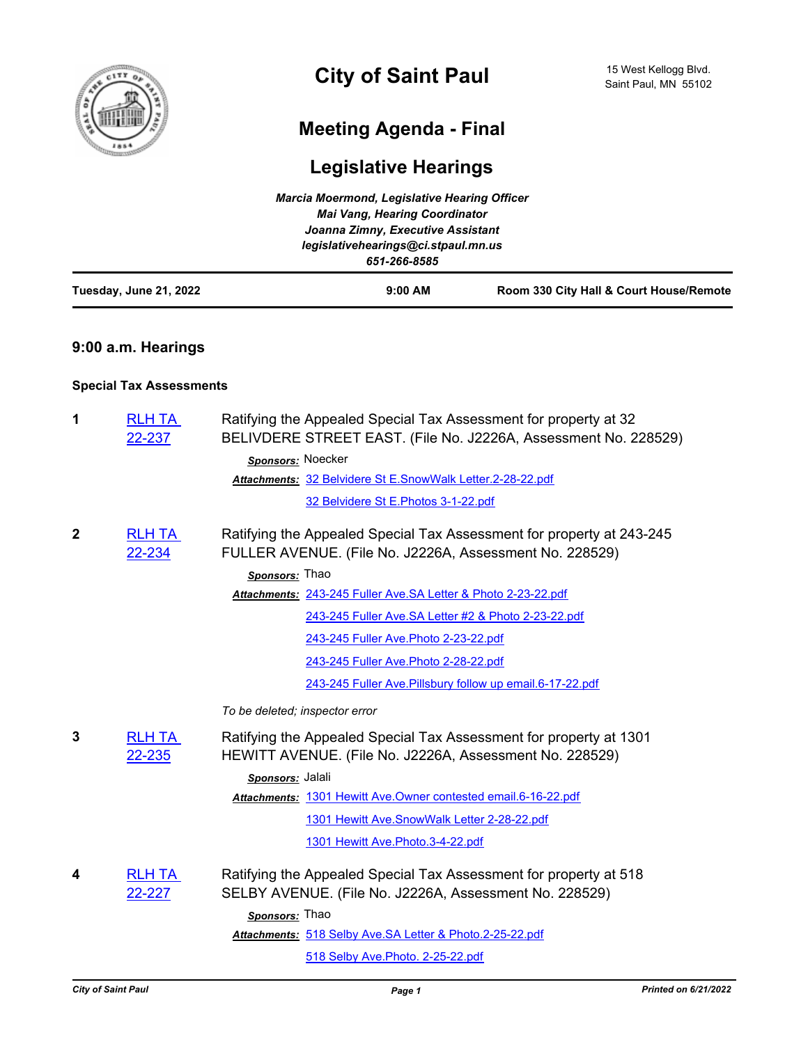# City of Saint Paul

15 West Kellogg Blvd.
Saint Paul, MN 55102

## Meeting Agenda - Final

## Legislative Hearings

*Marcia Moermond, Legislative Hearing Officer*
*Mai Vang, Hearing Coordinator*
*Joanna Zimny, Executive Assistant*
*legislativehearings@ci.stpaul.mn.us*
*651-266-8585*

**Tuesday, June 21, 2022** | **9:00 AM** | **Room 330 City Hall & Court House/Remote**

### 9:00 a.m. Hearings

#### Special Tax Assessments

**1** RLH TA 22-237

Ratifying the Appealed Special Tax Assessment for property at 32 BELIVDERE STREET EAST. (File No. J2226A, Assessment No. 228529)

***Sponsors:*** Noecker

***Attachments:*** 32 Belvidere St E.SnowWalk Letter.2-28-22.pdf
32 Belvidere St E.Photos 3-1-22.pdf

**2** RLH TA 22-234

Ratifying the Appealed Special Tax Assessment for property at 243-245 FULLER AVENUE. (File No. J2226A, Assessment No. 228529)

***Sponsors:*** Thao

***Attachments:*** 243-245 Fuller Ave.SA Letter & Photo 2-23-22.pdf
243-245 Fuller Ave.SA Letter #2 & Photo 2-23-22.pdf
243-245 Fuller Ave.Photo 2-23-22.pdf
243-245 Fuller Ave.Photo 2-28-22.pdf
243-245 Fuller Ave.Pillsbury follow up email.6-17-22.pdf

*To be deleted; inspector error*

**3** RLH TA 22-235

Ratifying the Appealed Special Tax Assessment for property at 1301 HEWITT AVENUE. (File No. J2226A, Assessment No. 228529)

***Sponsors:*** Jalali

***Attachments:*** 1301 Hewitt Ave.Owner contested email.6-16-22.pdf
1301 Hewitt Ave.SnowWalk Letter 2-28-22.pdf
1301 Hewitt Ave.Photo.3-4-22.pdf

**4** RLH TA 22-227

Ratifying the Appealed Special Tax Assessment for property at 518 SELBY AVENUE. (File No. J2226A, Assessment No. 228529)

***Sponsors:*** Thao

***Attachments:*** 518 Selby Ave.SA Letter & Photo.2-25-22.pdf
518 Selby Ave.Photo. 2-25-22.pdf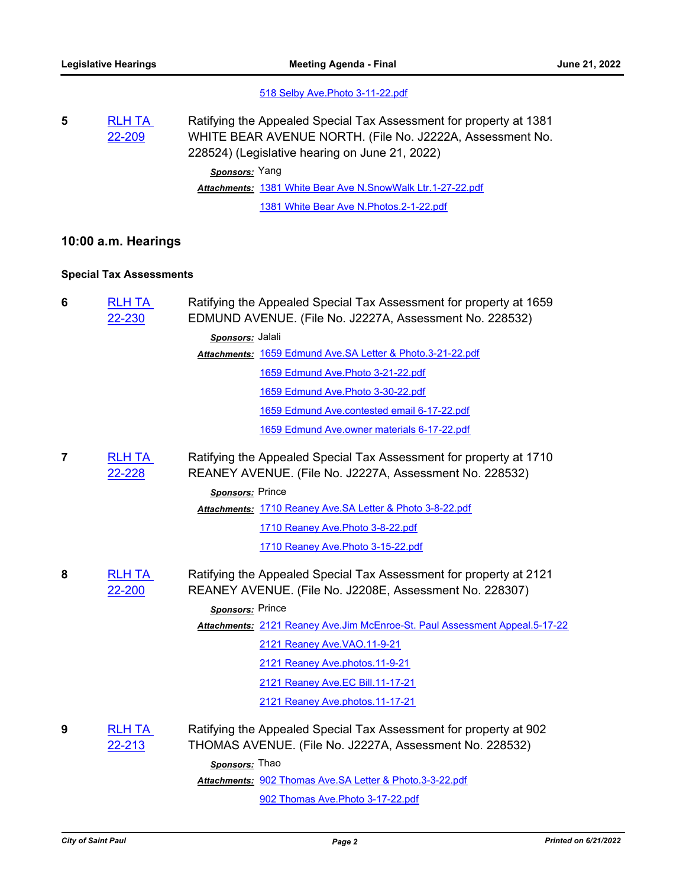518 Selby Ave.Photo 3-11-22.pdf

**5** RLH TA 22-209

Ratifying the Appealed Special Tax Assessment for property at 1381 WHITE BEAR AVENUE NORTH. (File No. J2222A, Assessment No. 228524) (Legislative hearing on June 21, 2022)

***Sponsors:*** Yang

***Attachments:*** 1381 White Bear Ave N.SnowWalk Ltr.1-27-22.pdf

1381 White Bear Ave N.Photos.2-1-22.pdf

## 10:00 a.m. Hearings

### Special Tax Assessments

**6** RLH TA 22-230

Ratifying the Appealed Special Tax Assessment for property at 1659 EDMUND AVENUE. (File No. J2227A, Assessment No. 228532)

***Sponsors:*** Jalali

***Attachments:*** 1659 Edmund Ave.SA Letter & Photo.3-21-22.pdf

1659 Edmund Ave.Photo 3-21-22.pdf

1659 Edmund Ave.Photo 3-30-22.pdf

1659 Edmund Ave.contested email 6-17-22.pdf

1659 Edmund Ave.owner materials 6-17-22.pdf

**7** RLH TA 22-228

Ratifying the Appealed Special Tax Assessment for property at 1710 REANEY AVENUE. (File No. J2227A, Assessment No. 228532)

***Sponsors:*** Prince

***Attachments:*** 1710 Reaney Ave.SA Letter & Photo 3-8-22.pdf

1710 Reaney Ave.Photo 3-8-22.pdf

1710 Reaney Ave.Photo 3-15-22.pdf

**8** RLH TA 22-200

Ratifying the Appealed Special Tax Assessment for property at 2121 REANEY AVENUE. (File No. J2208E, Assessment No. 228307)

***Sponsors:*** Prince

***Attachments:*** 2121 Reaney Ave.Jim McEnroe-St. Paul Assessment Appeal.5-17-22

2121 Reaney Ave.VAO.11-9-21

2121 Reaney Ave.photos.11-9-21

2121 Reaney Ave.EC Bill.11-17-21

2121 Reaney Ave.photos.11-17-21

**9** RLH TA 22-213

Ratifying the Appealed Special Tax Assessment for property at 902 THOMAS AVENUE. (File No. J2227A, Assessment No. 228532)

***Sponsors:*** Thao

***Attachments:*** 902 Thomas Ave.SA Letter & Photo.3-3-22.pdf

902 Thomas Ave.Photo 3-17-22.pdf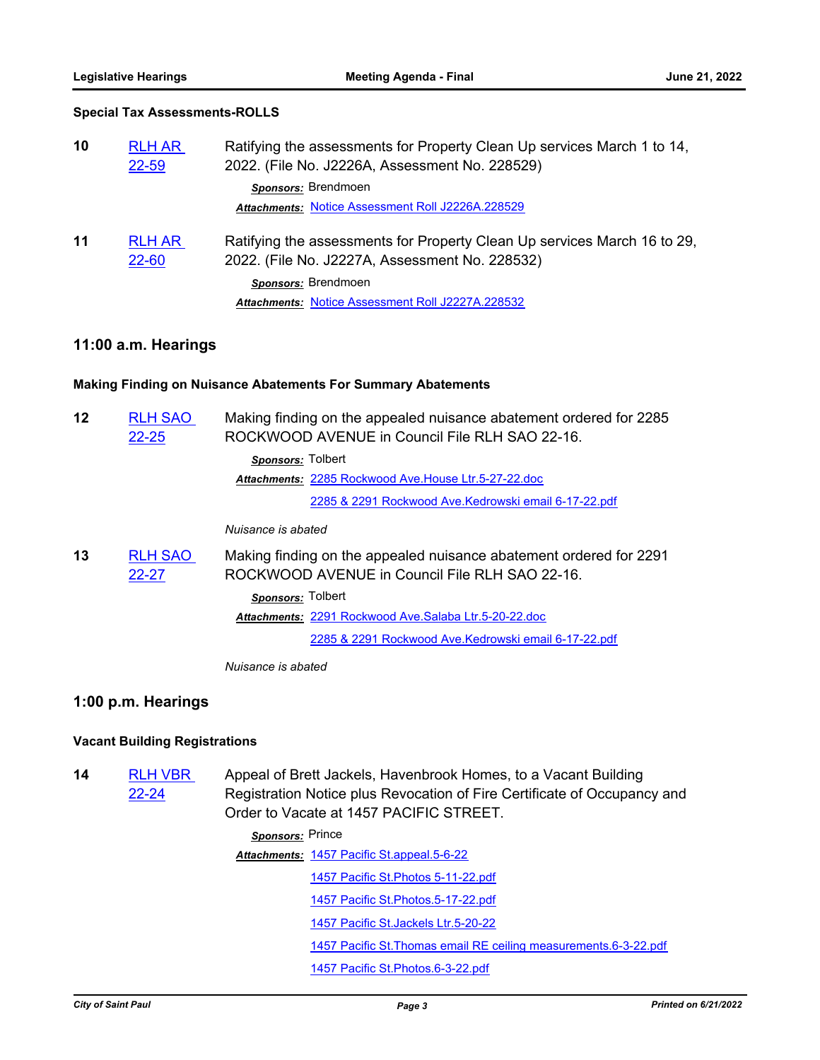### Special Tax Assessments-ROLLS

**10** [RLH AR 22-59] Ratifying the assessments for Property Clean Up services March 1 to 14, 2022. (File No. J2226A, Assessment No. 228529)

***Sponsors:*** Brendmoen

***Attachments:*** Notice Assessment Roll J2226A.228529

**11** [RLH AR 22-60] Ratifying the assessments for Property Clean Up services March 16 to 29, 2022. (File No. J2227A, Assessment No. 228532)

***Sponsors:*** Brendmoen

***Attachments:*** Notice Assessment Roll J2227A.228532

## 11:00 a.m. Hearings

### Making Finding on Nuisance Abatements For Summary Abatements

**12** [RLH SAO 22-25] Making finding on the appealed nuisance abatement ordered for 2285 ROCKWOOD AVENUE in Council File RLH SAO 22-16.

***Sponsors:*** Tolbert

***Attachments:*** 2285 Rockwood Ave.House Ltr.5-27-22.doc
2285 & 2291 Rockwood Ave.Kedrowski email 6-17-22.pdf

*Nuisance is abated*

**13** [RLH SAO 22-27] Making finding on the appealed nuisance abatement ordered for 2291 ROCKWOOD AVENUE in Council File RLH SAO 22-16.

***Sponsors:*** Tolbert

***Attachments:*** 2291 Rockwood Ave.Salaba Ltr.5-20-22.doc
2285 & 2291 Rockwood Ave.Kedrowski email 6-17-22.pdf

*Nuisance is abated*

## 1:00 p.m. Hearings

### Vacant Building Registrations

**14** [RLH VBR 22-24] Appeal of Brett Jackels, Havenbrook Homes, to a Vacant Building Registration Notice plus Revocation of Fire Certificate of Occupancy and Order to Vacate at 1457 PACIFIC STREET.

***Sponsors:*** Prince

***Attachments:*** 1457 Pacific St.appeal.5-6-22
1457 Pacific St.Photos 5-11-22.pdf
1457 Pacific St.Photos.5-17-22.pdf
1457 Pacific St.Jackels Ltr.5-20-22
1457 Pacific St.Thomas email RE ceiling measurements.6-3-22.pdf
1457 Pacific St.Photos.6-3-22.pdf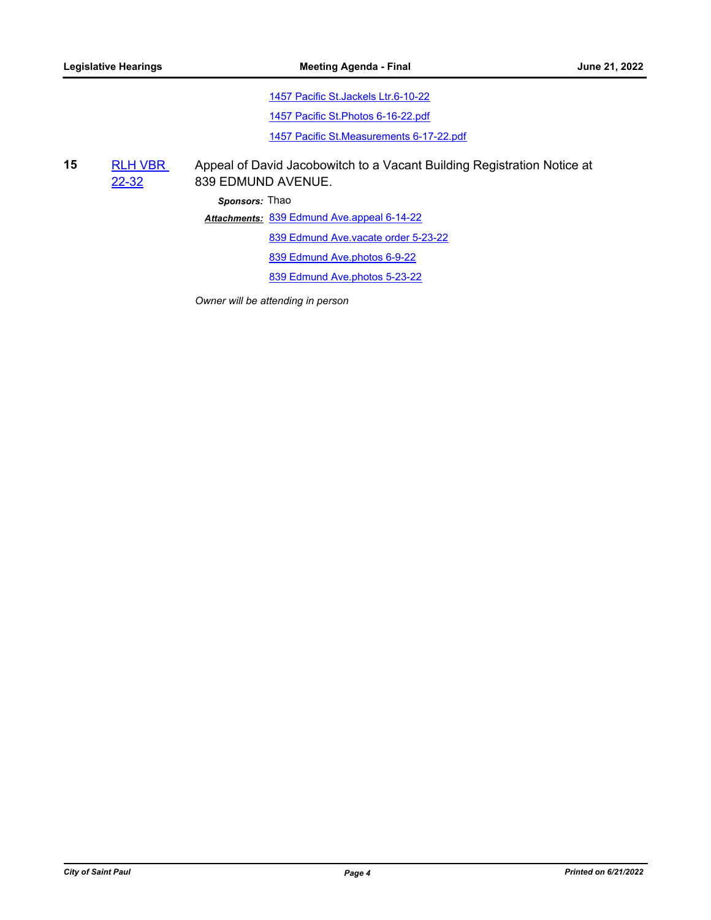1457 Pacific St.Jackels Ltr.6-10-22

1457 Pacific St.Photos 6-16-22.pdf

1457 Pacific St.Measurements 6-17-22.pdf

**15** RLH VBR 22-32

Appeal of David Jacobowitch to a Vacant Building Registration Notice at 839 EDMUND AVENUE.

***Sponsors:*** Thao

***Attachments:*** 839 Edmund Ave.appeal 6-14-22

839 Edmund Ave.vacate order 5-23-22

839 Edmund Ave.photos 6-9-22

839 Edmund Ave.photos 5-23-22

*Owner will be attending in person*